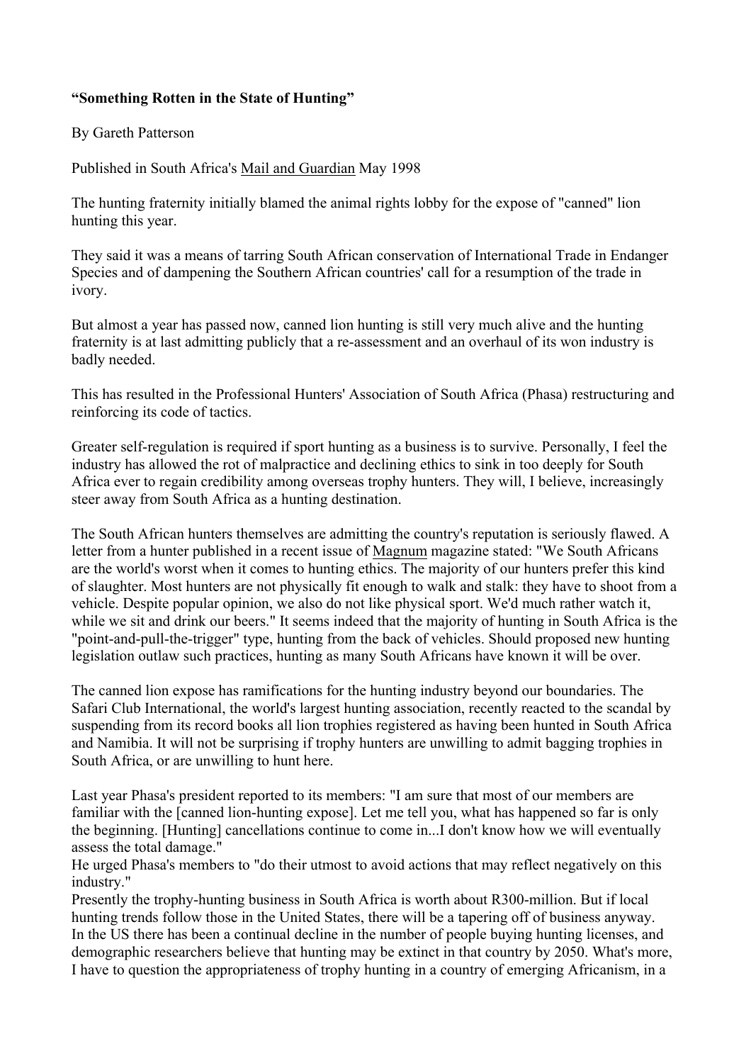**"Something Rotten in the State of Hunting"**

By Gareth Patterson

Published in South Africa's Mail and Guardian May 1998

The hunting fraternity initially blamed the animal rights lobby for the expose of "canned" lion hunting this year.

They said it was a means of tarring South African conservation of International Trade in Endanger Species and of dampening the Southern African countries' call for a resumption of the trade in ivory.

But almost a year has passed now, canned lion hunting is still very much alive and the hunting fraternity is at last admitting publicly that a re-assessment and an overhaul of its won industry is badly needed.

This has resulted in the Professional Hunters' Association of South Africa (Phasa) restructuring and reinforcing its code of tactics.

Greater self-regulation is required if sport hunting as a business is to survive. Personally, I feel the industry has allowed the rot of malpractice and declining ethics to sink in too deeply for South Africa ever to regain credibility among overseas trophy hunters. They will, I believe, increasingly steer away from South Africa as a hunting destination.

The South African hunters themselves are admitting the country's reputation is seriously flawed. A letter from a hunter published in a recent issue of Magnum magazine stated: "We South Africans are the world's worst when it comes to hunting ethics. The majority of our hunters prefer this kind of slaughter. Most hunters are not physically fit enough to walk and stalk: they have to shoot from a vehicle. Despite popular opinion, we also do not like physical sport. We'd much rather watch it, while we sit and drink our beers." It seems indeed that the majority of hunting in South Africa is the "point-and-pull-the-trigger" type, hunting from the back of vehicles. Should proposed new hunting legislation outlaw such practices, hunting as many South Africans have known it will be over.

The canned lion expose has ramifications for the hunting industry beyond our boundaries. The Safari Club International, the world's largest hunting association, recently reacted to the scandal by suspending from its record books all lion trophies registered as having been hunted in South Africa and Namibia. It will not be surprising if trophy hunters are unwilling to admit bagging trophies in South Africa, or are unwilling to hunt here.

Last year Phasa's president reported to its members: "I am sure that most of our members are familiar with the [canned lion-hunting expose]. Let me tell you, what has happened so far is only the beginning. [Hunting] cancellations continue to come in...I don't know how we will eventually assess the total damage."

He urged Phasa's members to "do their utmost to avoid actions that may reflect negatively on this industry."

Presently the trophy-hunting business in South Africa is worth about R300-million. But if local hunting trends follow those in the United States, there will be a tapering off of business anyway. In the US there has been a continual decline in the number of people buying hunting licenses, and demographic researchers believe that hunting may be extinct in that country by 2050. What's more, I have to question the appropriateness of trophy hunting in a country of emerging Africanism, in a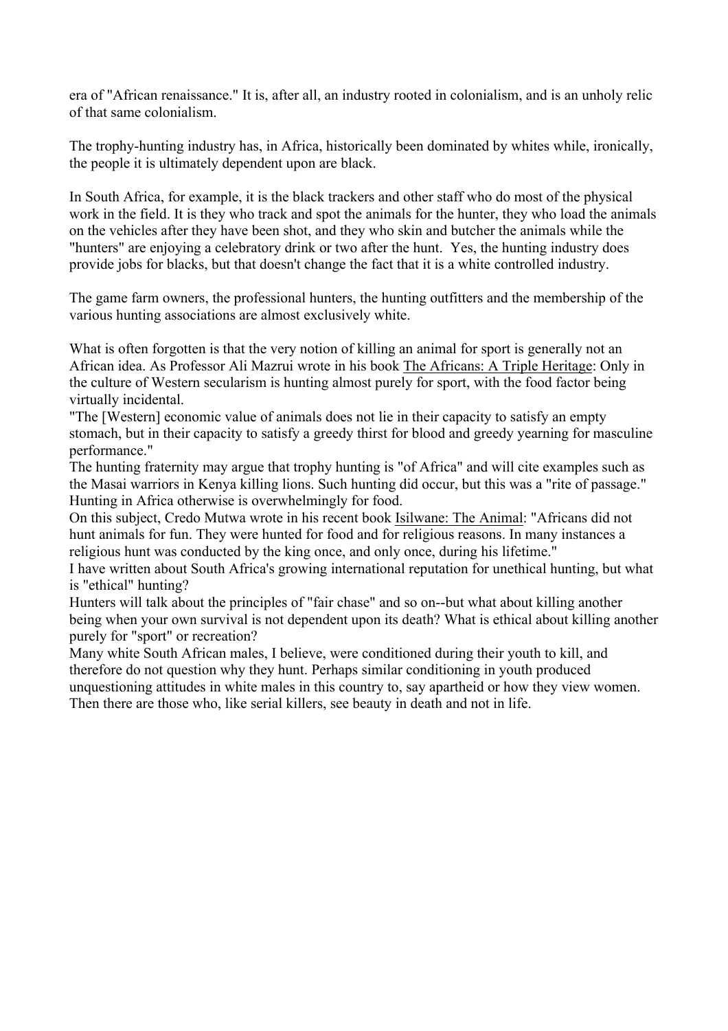era of "African renaissance." It is, after all, an industry rooted in colonialism, and is an unholy relic of that same colonialism.

The trophy-hunting industry has, in Africa, historically been dominated by whites while, ironically, the people it is ultimately dependent upon are black.

In South Africa, for example, it is the black trackers and other staff who do most of the physical work in the field. It is they who track and spot the animals for the hunter, they who load the animals on the vehicles after they have been shot, and they who skin and butcher the animals while the "hunters" are enjoying a celebratory drink or two after the hunt. Yes, the hunting industry does provide jobs for blacks, but that doesn't change the fact that it is a white controlled industry.

The game farm owners, the professional hunters, the hunting outfitters and the membership of the various hunting associations are almost exclusively white.

What is often forgotten is that the very notion of killing an animal for sport is generally not an African idea. As Professor Ali Mazrui wrote in his book The Africans: A Triple Heritage: Only in the culture of Western secularism is hunting almost purely for sport, with the food factor being virtually incidental.

"The [Western] economic value of animals does not lie in their capacity to satisfy an empty stomach, but in their capacity to satisfy a greedy thirst for blood and greedy yearning for masculine performance."

The hunting fraternity may argue that trophy hunting is "of Africa" and will cite examples such as the Masai warriors in Kenya killing lions. Such hunting did occur, but this was a "rite of passage." Hunting in Africa otherwise is overwhelmingly for food.

On this subject, Credo Mutwa wrote in his recent book Isilwane: The Animal: "Africans did not hunt animals for fun. They were hunted for food and for religious reasons. In many instances a religious hunt was conducted by the king once, and only once, during his lifetime."

I have written about South Africa's growing international reputation for unethical hunting, but what is "ethical" hunting?

Hunters will talk about the principles of "fair chase" and so on--but what about killing another being when your own survival is not dependent upon its death? What is ethical about killing another purely for "sport" or recreation?

Many white South African males, I believe, were conditioned during their youth to kill, and therefore do not question why they hunt. Perhaps similar conditioning in youth produced unquestioning attitudes in white males in this country to, say apartheid or how they view women. Then there are those who, like serial killers, see beauty in death and not in life.